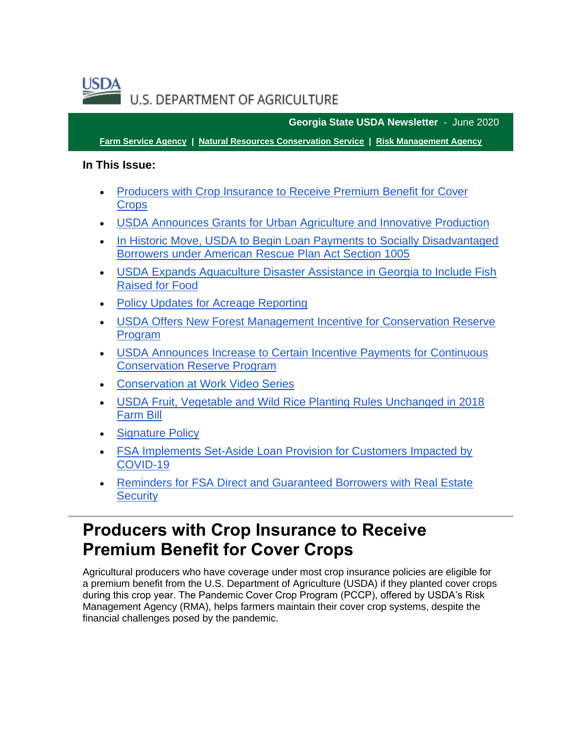U.S. DEPARTMENT OF AGRICULTURE

**Georgia State USDA Newsletter** - June 2020

**Farm Service Agency** | **Natural Resources Conservation Service** | **Risk Management Agency**

**In This Issue:**

- Producers with Crop Insurance to Receive Premium Benefit for Cover Crops
- USDA Announces Grants for Urban Agriculture and Innovative Production
- In Historic Move, USDA to Begin Loan Payments to Socially Disadvantaged Borrowers under American Rescue Plan Act Section 1005
- USDA Expands Aquaculture Disaster Assistance in Georgia to Include Fish Raised for Food
- Policy Updates for Acreage Reporting
- USDA Offers New Forest Management Incentive for Conservation Reserve Program
- USDA Announces Increase to Certain Incentive Payments for Continuous Conservation Reserve Program
- Conservation at Work Video Series
- USDA Fruit, Vegetable and Wild Rice Planting Rules Unchanged in 2018 Farm Bill
- Signature Policy
- FSA Implements Set-Aside Loan Provision for Customers Impacted by COVID-19
- Reminders for FSA Direct and Guaranteed Borrowers with Real Estate Security

# Producers with Crop Insurance to Receive Premium Benefit for Cover Crops

Agricultural producers who have coverage under most crop insurance policies are eligible for a premium benefit from the U.S. Department of Agriculture (USDA) if they planted cover crops during this crop year. The Pandemic Cover Crop Program (PCCP), offered by USDA's Risk Management Agency (RMA), helps farmers maintain their cover crop systems, despite the financial challenges posed by the pandemic.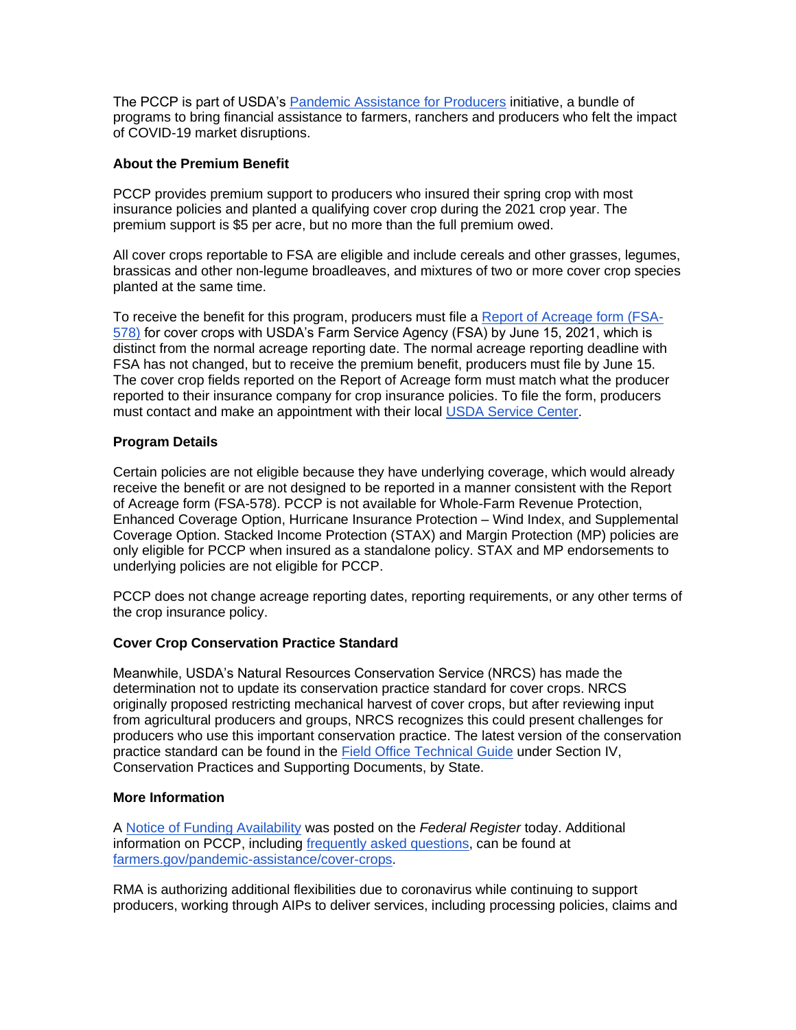The PCCP is part of USDA's [Pandemic Assistance for Producers](https://www.farmers.gov/pandemic-assistance) initiative, a bundle of programs to bring financial assistance to farmers, ranchers and producers who felt the impact of COVID-19 market disruptions.

**About the Premium Benefit**

PCCP provides premium support to producers who insured their spring crop with most insurance policies and planted a qualifying cover crop during the 2021 crop year. The premium support is $5 per acre, but no more than the full premium owed.

All cover crops reportable to FSA are eligible and include cereals and other grasses, legumes, brassicas and other non-legume broadleaves, and mixtures of two or more cover crop species planted at the same time.

To receive the benefit for this program, producers must file a Report of Acreage form (FSA-578) for cover crops with USDA's Farm Service Agency (FSA) by June 15, 2021, which is distinct from the normal acreage reporting date. The normal acreage reporting deadline with FSA has not changed, but to receive the premium benefit, producers must file by June 15. The cover crop fields reported on the Report of Acreage form must match what the producer reported to their insurance company for crop insurance policies. To file the form, producers must contact and make an appointment with their local USDA Service Center.

**Program Details**

Certain policies are not eligible because they have underlying coverage, which would already receive the benefit or are not designed to be reported in a manner consistent with the Report of Acreage form (FSA-578). PCCP is not available for Whole-Farm Revenue Protection, Enhanced Coverage Option, Hurricane Insurance Protection – Wind Index, and Supplemental Coverage Option. Stacked Income Protection (STAX) and Margin Protection (MP) policies are only eligible for PCCP when insured as a standalone policy. STAX and MP endorsements to underlying policies are not eligible for PCCP.

PCCP does not change acreage reporting dates, reporting requirements, or any other terms of the crop insurance policy.

**Cover Crop Conservation Practice Standard**

Meanwhile, USDA's Natural Resources Conservation Service (NRCS) has made the determination not to update its conservation practice standard for cover crops. NRCS originally proposed restricting mechanical harvest of cover crops, but after reviewing input from agricultural producers and groups, NRCS recognizes this could present challenges for producers who use this important conservation practice. The latest version of the conservation practice standard can be found in the Field Office Technical Guide under Section IV, Conservation Practices and Supporting Documents, by State.

**More Information**

A Notice of Funding Availability was posted on the *Federal Register* today. Additional information on PCCP, including frequently asked questions, can be found at farmers.gov/pandemic-assistance/cover-crops.

RMA is authorizing additional flexibilities due to coronavirus while continuing to support producers, working through AIPs to deliver services, including processing policies, claims and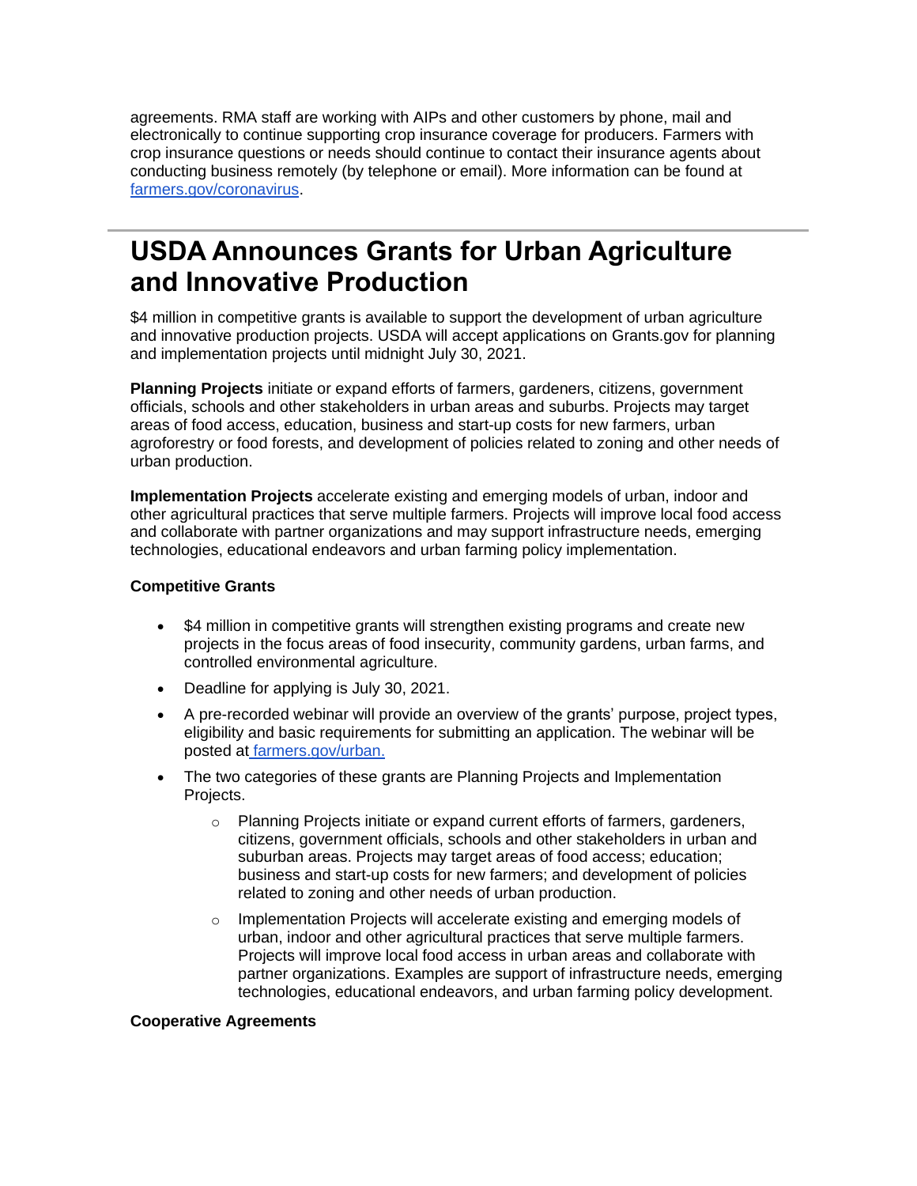agreements. RMA staff are working with AIPs and other customers by phone, mail and electronically to continue supporting crop insurance coverage for producers. Farmers with crop insurance questions or needs should continue to contact their insurance agents about conducting business remotely (by telephone or email). More information can be found at [farmers.gov/coronavirus](farmers.gov/coronavirus).

---

# USDA Announces Grants for Urban Agriculture and Innovative Production

$4 million in competitive grants is available to support the development of urban agriculture and innovative production projects. USDA will accept applications on Grants.gov for planning and implementation projects until midnight July 30, 2021.

**Planning Projects** initiate or expand efforts of farmers, gardeners, citizens, government officials, schools and other stakeholders in urban areas and suburbs. Projects may target areas of food access, education, business and start-up costs for new farmers, urban agroforestry or food forests, and development of policies related to zoning and other needs of urban production.

**Implementation Projects** accelerate existing and emerging models of urban, indoor and other agricultural practices that serve multiple farmers. Projects will improve local food access and collaborate with partner organizations and may support infrastructure needs, emerging technologies, educational endeavors and urban farming policy implementation.

**Competitive Grants**

- $4 million in competitive grants will strengthen existing programs and create new projects in the focus areas of food insecurity, community gardens, urban farms, and controlled environmental agriculture.
- Deadline for applying is July 30, 2021.
- A pre-recorded webinar will provide an overview of the grants' purpose, project types, eligibility and basic requirements for submitting an application. The webinar will be posted at [farmers.gov/urban.](farmers.gov/urban)
- The two categories of these grants are Planning Projects and Implementation Projects.
  - Planning Projects initiate or expand current efforts of farmers, gardeners, citizens, government officials, schools and other stakeholders in urban and suburban areas. Projects may target areas of food access; education; business and start-up costs for new farmers; and development of policies related to zoning and other needs of urban production.
  - Implementation Projects will accelerate existing and emerging models of urban, indoor and other agricultural practices that serve multiple farmers. Projects will improve local food access in urban areas and collaborate with partner organizations. Examples are support of infrastructure needs, emerging technologies, educational endeavors, and urban farming policy development.

**Cooperative Agreements**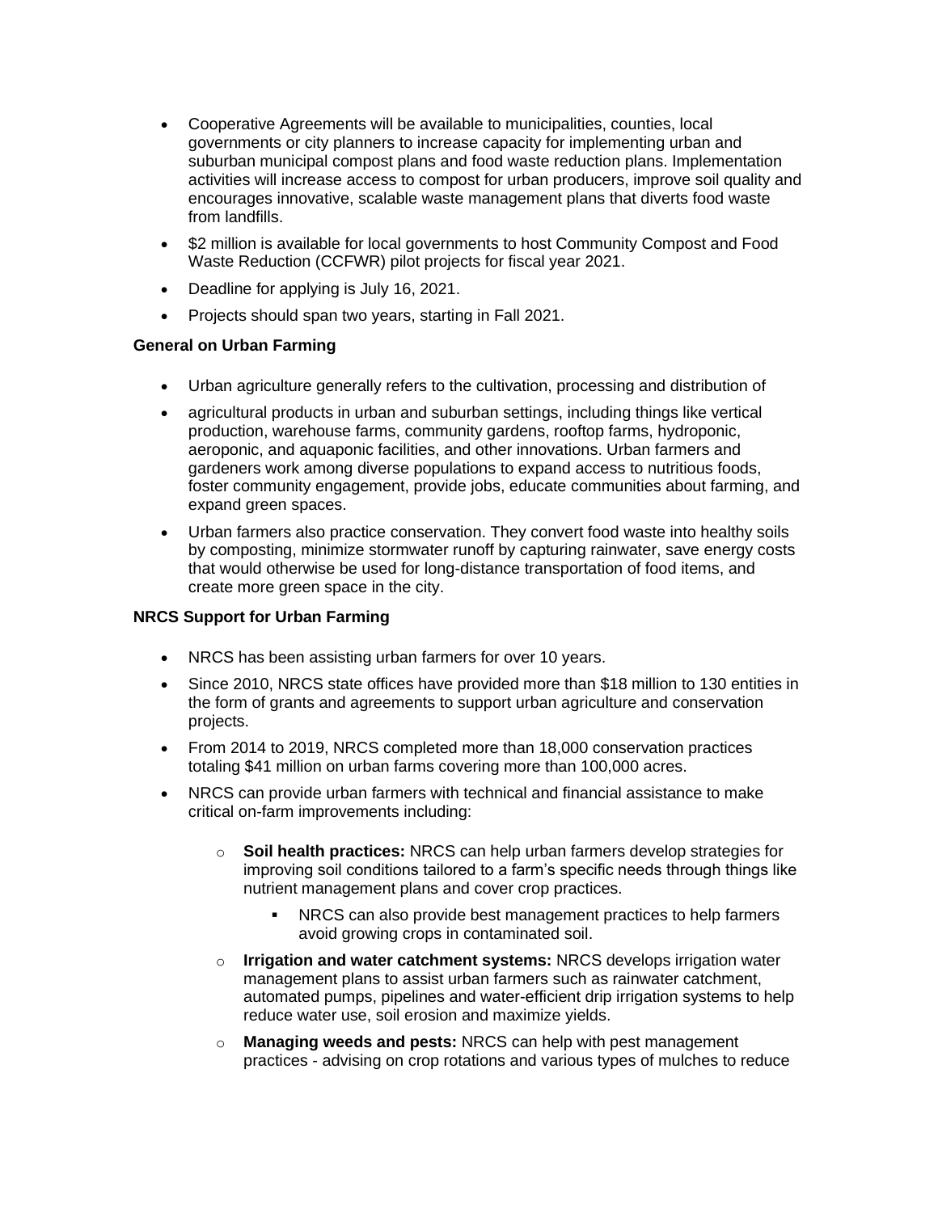- Cooperative Agreements will be available to municipalities, counties, local governments or city planners to increase capacity for implementing urban and suburban municipal compost plans and food waste reduction plans. Implementation activities will increase access to compost for urban producers, improve soil quality and encourages innovative, scalable waste management plans that diverts food waste from landfills.
- $2 million is available for local governments to host Community Compost and Food Waste Reduction (CCFWR) pilot projects for fiscal year 2021.
- Deadline for applying is July 16, 2021.
- Projects should span two years, starting in Fall 2021.

**General on Urban Farming**

- Urban agriculture generally refers to the cultivation, processing and distribution of
- agricultural products in urban and suburban settings, including things like vertical production, warehouse farms, community gardens, rooftop farms, hydroponic, aeroponic, and aquaponic facilities, and other innovations. Urban farmers and gardeners work among diverse populations to expand access to nutritious foods, foster community engagement, provide jobs, educate communities about farming, and expand green spaces.
- Urban farmers also practice conservation. They convert food waste into healthy soils by composting, minimize stormwater runoff by capturing rainwater, save energy costs that would otherwise be used for long-distance transportation of food items, and create more green space in the city.

**NRCS Support for Urban Farming**

- NRCS has been assisting urban farmers for over 10 years.
- Since 2010, NRCS state offices have provided more than $18 million to 130 entities in the form of grants and agreements to support urban agriculture and conservation projects.
- From 2014 to 2019, NRCS completed more than 18,000 conservation practices totaling $41 million on urban farms covering more than 100,000 acres.
- NRCS can provide urban farmers with technical and financial assistance to make critical on-farm improvements including:
    - **Soil health practices:** NRCS can help urban farmers develop strategies for improving soil conditions tailored to a farm's specific needs through things like nutrient management plans and cover crop practices.
        - NRCS can also provide best management practices to help farmers avoid growing crops in contaminated soil.
    - **Irrigation and water catchment systems:** NRCS develops irrigation water management plans to assist urban farmers such as rainwater catchment, automated pumps, pipelines and water-efficient drip irrigation systems to help reduce water use, soil erosion and maximize yields.
    - **Managing weeds and pests:** NRCS can help with pest management practices - advising on crop rotations and various types of mulches to reduce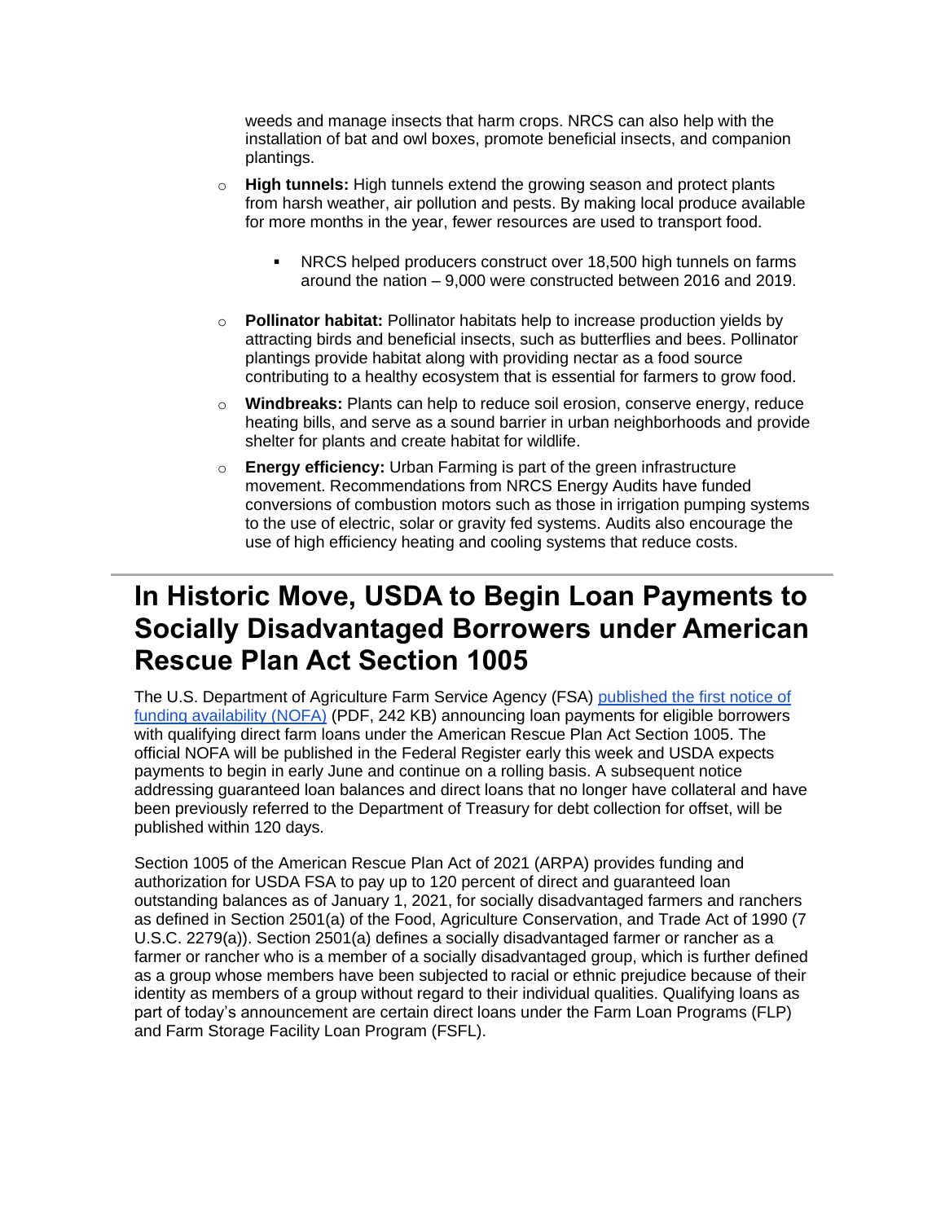weeds and manage insects that harm crops. NRCS can also help with the installation of bat and owl boxes, promote beneficial insects, and companion plantings.

- **High tunnels:** High tunnels extend the growing season and protect plants from harsh weather, air pollution and pests. By making local produce available for more months in the year, fewer resources are used to transport food.
    - NRCS helped producers construct over 18,500 high tunnels on farms around the nation – 9,000 were constructed between 2016 and 2019.
- **Pollinator habitat:** Pollinator habitats help to increase production yields by attracting birds and beneficial insects, such as butterflies and bees. Pollinator plantings provide habitat along with providing nectar as a food source contributing to a healthy ecosystem that is essential for farmers to grow food.
- **Windbreaks:** Plants can help to reduce soil erosion, conserve energy, reduce heating bills, and serve as a sound barrier in urban neighborhoods and provide shelter for plants and create habitat for wildlife.
- **Energy efficiency:** Urban Farming is part of the green infrastructure movement. Recommendations from NRCS Energy Audits have funded conversions of combustion motors such as those in irrigation pumping systems to the use of electric, solar or gravity fed systems. Audits also encourage the use of high efficiency heating and cooling systems that reduce costs.

---

# In Historic Move, USDA to Begin Loan Payments to Socially Disadvantaged Borrowers under American Rescue Plan Act Section 1005

The U.S. Department of Agriculture Farm Service Agency (FSA) published the first notice of funding availability (NOFA) (PDF, 242 KB) announcing loan payments for eligible borrowers with qualifying direct farm loans under the American Rescue Plan Act Section 1005. The official NOFA will be published in the Federal Register early this week and USDA expects payments to begin in early June and continue on a rolling basis. A subsequent notice addressing guaranteed loan balances and direct loans that no longer have collateral and have been previously referred to the Department of Treasury for debt collection for offset, will be published within 120 days.

Section 1005 of the American Rescue Plan Act of 2021 (ARPA) provides funding and authorization for USDA FSA to pay up to 120 percent of direct and guaranteed loan outstanding balances as of January 1, 2021, for socially disadvantaged farmers and ranchers as defined in Section 2501(a) of the Food, Agriculture Conservation, and Trade Act of 1990 (7 U.S.C. 2279(a)). Section 2501(a) defines a socially disadvantaged farmer or rancher as a farmer or rancher who is a member of a socially disadvantaged group, which is further defined as a group whose members have been subjected to racial or ethnic prejudice because of their identity as members of a group without regard to their individual qualities. Qualifying loans as part of today's announcement are certain direct loans under the Farm Loan Programs (FLP) and Farm Storage Facility Loan Program (FSFL).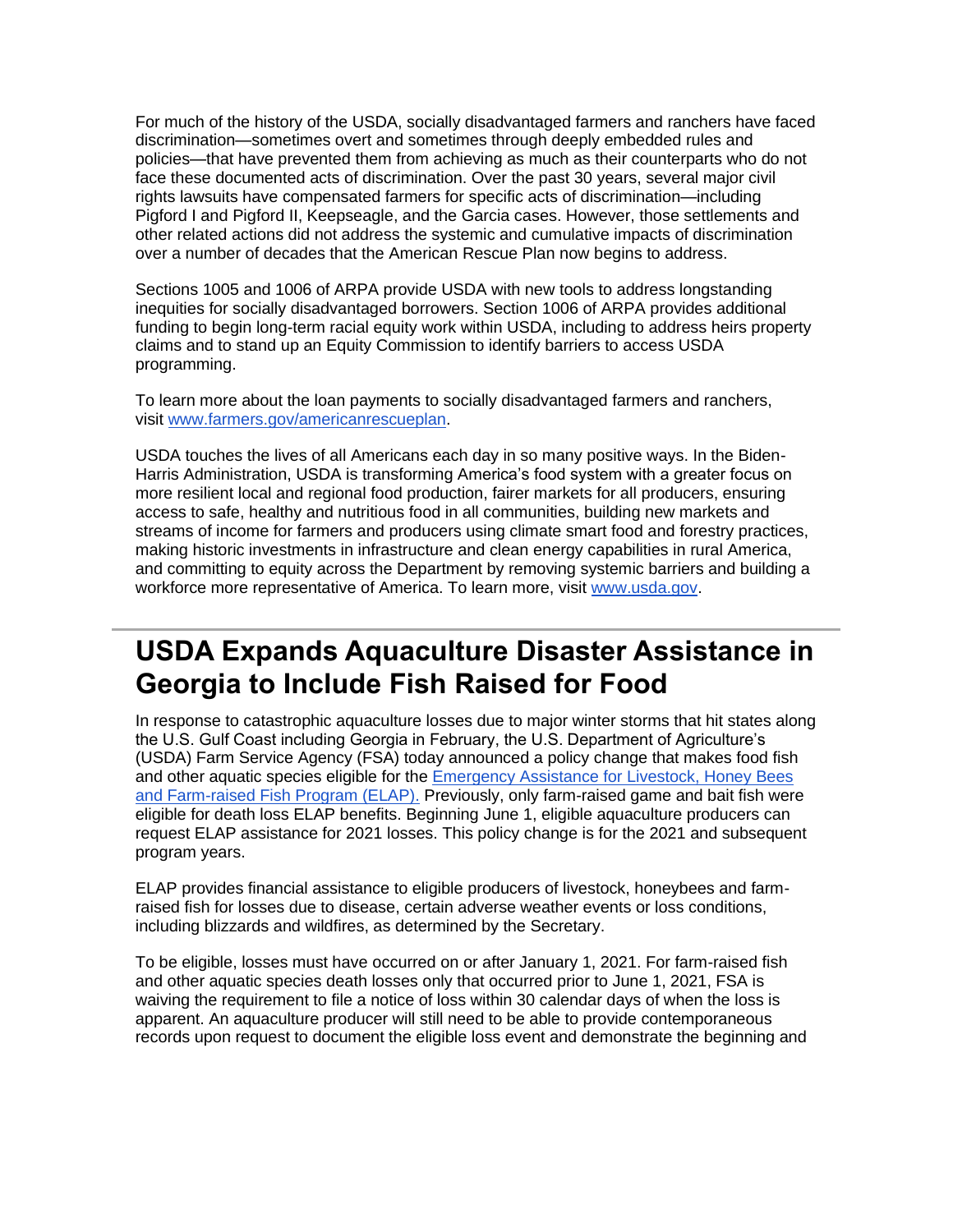For much of the history of the USDA, socially disadvantaged farmers and ranchers have faced discrimination—sometimes overt and sometimes through deeply embedded rules and policies—that have prevented them from achieving as much as their counterparts who do not face these documented acts of discrimination. Over the past 30 years, several major civil rights lawsuits have compensated farmers for specific acts of discrimination—including Pigford I and Pigford II, Keepseagle, and the Garcia cases. However, those settlements and other related actions did not address the systemic and cumulative impacts of discrimination over a number of decades that the American Rescue Plan now begins to address.

Sections 1005 and 1006 of ARPA provide USDA with new tools to address longstanding inequities for socially disadvantaged borrowers. Section 1006 of ARPA provides additional funding to begin long-term racial equity work within USDA, including to address heirs property claims and to stand up an Equity Commission to identify barriers to access USDA programming.

To learn more about the loan payments to socially disadvantaged farmers and ranchers, visit [www.farmers.gov/americanrescueplan](www.farmers.gov/americanrescueplan).

USDA touches the lives of all Americans each day in so many positive ways. In the Biden-Harris Administration, USDA is transforming America's food system with a greater focus on more resilient local and regional food production, fairer markets for all producers, ensuring access to safe, healthy and nutritious food in all communities, building new markets and streams of income for farmers and producers using climate smart food and forestry practices, making historic investments in infrastructure and clean energy capabilities in rural America, and committing to equity across the Department by removing systemic barriers and building a workforce more representative of America. To learn more, visit [www.usda.gov](www.usda.gov).

---

## USDA Expands Aquaculture Disaster Assistance in Georgia to Include Fish Raised for Food

In response to catastrophic aquaculture losses due to major winter storms that hit states along the U.S. Gulf Coast including Georgia in February, the U.S. Department of Agriculture's (USDA) Farm Service Agency (FSA) today announced a policy change that makes food fish and other aquatic species eligible for the Emergency Assistance for Livestock, Honey Bees and Farm-raised Fish Program (ELAP). Previously, only farm-raised game and bait fish were eligible for death loss ELAP benefits. Beginning June 1, eligible aquaculture producers can request ELAP assistance for 2021 losses. This policy change is for the 2021 and subsequent program years.

ELAP provides financial assistance to eligible producers of livestock, honeybees and farm-raised fish for losses due to disease, certain adverse weather events or loss conditions, including blizzards and wildfires, as determined by the Secretary.

To be eligible, losses must have occurred on or after January 1, 2021. For farm-raised fish and other aquatic species death losses only that occurred prior to June 1, 2021, FSA is waiving the requirement to file a notice of loss within 30 calendar days of when the loss is apparent. An aquaculture producer will still need to be able to provide contemporaneous records upon request to document the eligible loss event and demonstrate the beginning and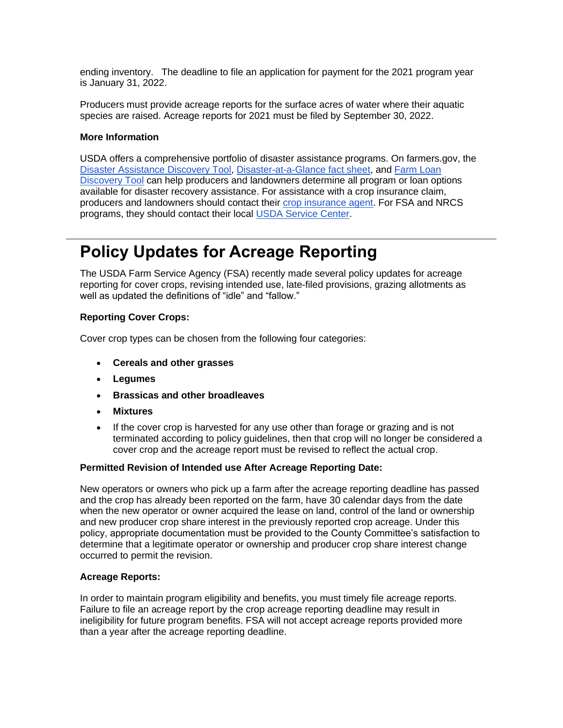ending inventory. The deadline to file an application for payment for the 2021 program year is January 31, 2022.

Producers must provide acreage reports for the surface acres of water where their aquatic species are raised. Acreage reports for 2021 must be filed by September 30, 2022.

**More Information**

USDA offers a comprehensive portfolio of disaster assistance programs. On farmers.gov, the Disaster Assistance Discovery Tool, Disaster-at-a-Glance fact sheet, and Farm Loan Discovery Tool can help producers and landowners determine all program or loan options available for disaster recovery assistance. For assistance with a crop insurance claim, producers and landowners should contact their crop insurance agent. For FSA and NRCS programs, they should contact their local USDA Service Center.

---

# Policy Updates for Acreage Reporting

The USDA Farm Service Agency (FSA) recently made several policy updates for acreage reporting for cover crops, revising intended use, late-filed provisions, grazing allotments as well as updated the definitions of "idle" and "fallow."

**Reporting Cover Crops:**

Cover crop types can be chosen from the following four categories:

- **Cereals and other grasses**
- **Legumes**
- **Brassicas and other broadleaves**
- **Mixtures**
- If the cover crop is harvested for any use other than forage or grazing and is not terminated according to policy guidelines, then that crop will no longer be considered a cover crop and the acreage report must be revised to reflect the actual crop.

**Permitted Revision of Intended use After Acreage Reporting Date:**

New operators or owners who pick up a farm after the acreage reporting deadline has passed and the crop has already been reported on the farm, have 30 calendar days from the date when the new operator or owner acquired the lease on land, control of the land or ownership and new producer crop share interest in the previously reported crop acreage. Under this policy, appropriate documentation must be provided to the County Committee's satisfaction to determine that a legitimate operator or ownership and producer crop share interest change occurred to permit the revision.

**Acreage Reports:**

In order to maintain program eligibility and benefits, you must timely file acreage reports. Failure to file an acreage report by the crop acreage reporting deadline may result in ineligibility for future program benefits. FSA will not accept acreage reports provided more than a year after the acreage reporting deadline.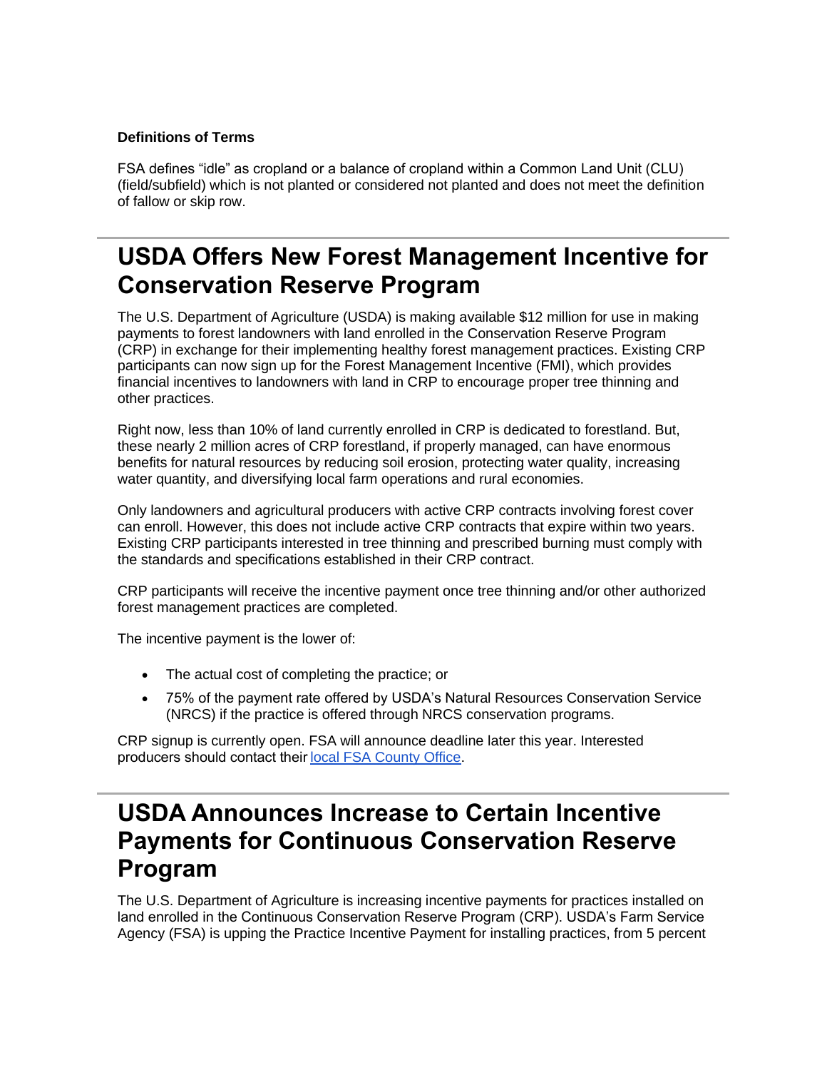**Definitions of Terms**

FSA defines "idle" as cropland or a balance of cropland within a Common Land Unit (CLU) (field/subfield) which is not planted or considered not planted and does not meet the definition of fallow or skip row.

## USDA Offers New Forest Management Incentive for Conservation Reserve Program

The U.S. Department of Agriculture (USDA) is making available $12 million for use in making payments to forest landowners with land enrolled in the Conservation Reserve Program (CRP) in exchange for their implementing healthy forest management practices. Existing CRP participants can now sign up for the Forest Management Incentive (FMI), which provides financial incentives to landowners with land in CRP to encourage proper tree thinning and other practices.

Right now, less than 10% of land currently enrolled in CRP is dedicated to forestland. But, these nearly 2 million acres of CRP forestland, if properly managed, can have enormous benefits for natural resources by reducing soil erosion, protecting water quality, increasing water quantity, and diversifying local farm operations and rural economies.

Only landowners and agricultural producers with active CRP contracts involving forest cover can enroll. However, this does not include active CRP contracts that expire within two years. Existing CRP participants interested in tree thinning and prescribed burning must comply with the standards and specifications established in their CRP contract.

CRP participants will receive the incentive payment once tree thinning and/or other authorized forest management practices are completed.

The incentive payment is the lower of:

- The actual cost of completing the practice; or
- 75% of the payment rate offered by USDA's Natural Resources Conservation Service (NRCS) if the practice is offered through NRCS conservation programs.

CRP signup is currently open. FSA will announce deadline later this year. Interested producers should contact their local FSA County Office.

## USDA Announces Increase to Certain Incentive Payments for Continuous Conservation Reserve Program

The U.S. Department of Agriculture is increasing incentive payments for practices installed on land enrolled in the Continuous Conservation Reserve Program (CRP). USDA's Farm Service Agency (FSA) is upping the Practice Incentive Payment for installing practices, from 5 percent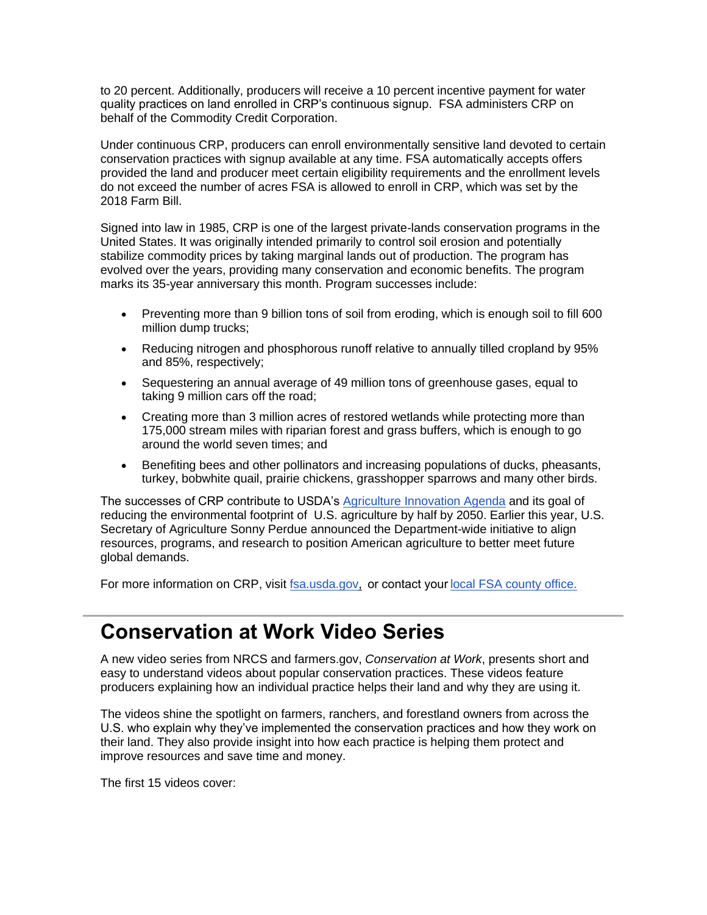to 20 percent. Additionally, producers will receive a 10 percent incentive payment for water quality practices on land enrolled in CRP's continuous signup. FSA administers CRP on behalf of the Commodity Credit Corporation.

Under continuous CRP, producers can enroll environmentally sensitive land devoted to certain conservation practices with signup available at any time. FSA automatically accepts offers provided the land and producer meet certain eligibility requirements and the enrollment levels do not exceed the number of acres FSA is allowed to enroll in CRP, which was set by the 2018 Farm Bill.

Signed into law in 1985, CRP is one of the largest private-lands conservation programs in the United States. It was originally intended primarily to control soil erosion and potentially stabilize commodity prices by taking marginal lands out of production. The program has evolved over the years, providing many conservation and economic benefits. The program marks its 35-year anniversary this month. Program successes include:

- Preventing more than 9 billion tons of soil from eroding, which is enough soil to fill 600 million dump trucks;
- Reducing nitrogen and phosphorous runoff relative to annually tilled cropland by 95% and 85%, respectively;
- Sequestering an annual average of 49 million tons of greenhouse gases, equal to taking 9 million cars off the road;
- Creating more than 3 million acres of restored wetlands while protecting more than 175,000 stream miles with riparian forest and grass buffers, which is enough to go around the world seven times; and
- Benefiting bees and other pollinators and increasing populations of ducks, pheasants, turkey, bobwhite quail, prairie chickens, grasshopper sparrows and many other birds.

The successes of CRP contribute to USDA's Agriculture Innovation Agenda and its goal of reducing the environmental footprint of U.S. agriculture by half by 2050. Earlier this year, U.S. Secretary of Agriculture Sonny Perdue announced the Department-wide initiative to align resources, programs, and research to position American agriculture to better meet future global demands.

For more information on CRP, visit fsa.usda.gov, or contact your local FSA county office.

## Conservation at Work Video Series

A new video series from NRCS and farmers.gov, *Conservation at Work*, presents short and easy to understand videos about popular conservation practices. These videos feature producers explaining how an individual practice helps their land and why they are using it.

The videos shine the spotlight on farmers, ranchers, and forestland owners from across the U.S. who explain why they've implemented the conservation practices and how they work on their land. They also provide insight into how each practice is helping them protect and improve resources and save time and money.

The first 15 videos cover: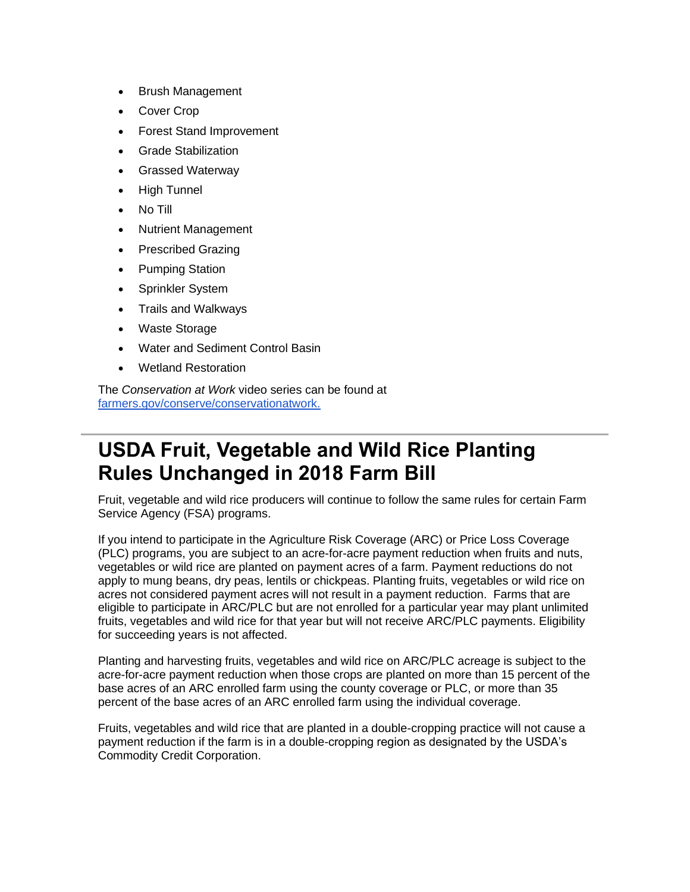- Brush Management
- Cover Crop
- Forest Stand Improvement
- Grade Stabilization
- Grassed Waterway
- High Tunnel
- No Till
- Nutrient Management
- Prescribed Grazing
- Pumping Station
- Sprinkler System
- Trails and Walkways
- Waste Storage
- Water and Sediment Control Basin
- Wetland Restoration

The *Conservation at Work* video series can be found at [farmers.gov/conserve/conservationatwork.](farmers.gov/conserve/conservationatwork)

---

# USDA Fruit, Vegetable and Wild Rice Planting Rules Unchanged in 2018 Farm Bill

Fruit, vegetable and wild rice producers will continue to follow the same rules for certain Farm Service Agency (FSA) programs.

If you intend to participate in the Agriculture Risk Coverage (ARC) or Price Loss Coverage (PLC) programs, you are subject to an acre-for-acre payment reduction when fruits and nuts, vegetables or wild rice are planted on payment acres of a farm. Payment reductions do not apply to mung beans, dry peas, lentils or chickpeas. Planting fruits, vegetables or wild rice on acres not considered payment acres will not result in a payment reduction. Farms that are eligible to participate in ARC/PLC but are not enrolled for a particular year may plant unlimited fruits, vegetables and wild rice for that year but will not receive ARC/PLC payments. Eligibility for succeeding years is not affected.

Planting and harvesting fruits, vegetables and wild rice on ARC/PLC acreage is subject to the acre-for-acre payment reduction when those crops are planted on more than 15 percent of the base acres of an ARC enrolled farm using the county coverage or PLC, or more than 35 percent of the base acres of an ARC enrolled farm using the individual coverage.

Fruits, vegetables and wild rice that are planted in a double-cropping practice will not cause a payment reduction if the farm is in a double-cropping region as designated by the USDA's Commodity Credit Corporation.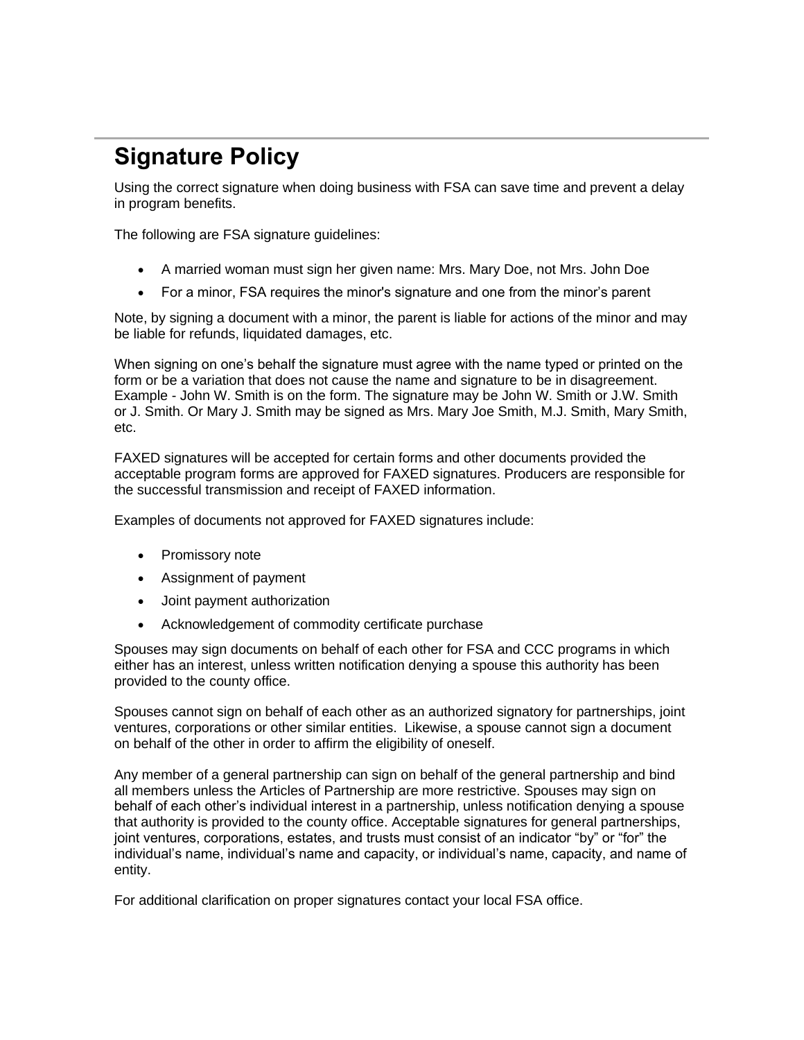## Signature Policy

Using the correct signature when doing business with FSA can save time and prevent a delay in program benefits.

The following are FSA signature guidelines:

- A married woman must sign her given name: Mrs. Mary Doe, not Mrs. John Doe
- For a minor, FSA requires the minor's signature and one from the minor's parent

Note, by signing a document with a minor, the parent is liable for actions of the minor and may be liable for refunds, liquidated damages, etc.

When signing on one's behalf the signature must agree with the name typed or printed on the form or be a variation that does not cause the name and signature to be in disagreement. Example - John W. Smith is on the form. The signature may be John W. Smith or J.W. Smith or J. Smith. Or Mary J. Smith may be signed as Mrs. Mary Joe Smith, M.J. Smith, Mary Smith, etc.

FAXED signatures will be accepted for certain forms and other documents provided the acceptable program forms are approved for FAXED signatures. Producers are responsible for the successful transmission and receipt of FAXED information.

Examples of documents not approved for FAXED signatures include:

- Promissory note
- Assignment of payment
- Joint payment authorization
- Acknowledgement of commodity certificate purchase

Spouses may sign documents on behalf of each other for FSA and CCC programs in which either has an interest, unless written notification denying a spouse this authority has been provided to the county office.

Spouses cannot sign on behalf of each other as an authorized signatory for partnerships, joint ventures, corporations or other similar entities. Likewise, a spouse cannot sign a document on behalf of the other in order to affirm the eligibility of oneself.

Any member of a general partnership can sign on behalf of the general partnership and bind all members unless the Articles of Partnership are more restrictive. Spouses may sign on behalf of each other's individual interest in a partnership, unless notification denying a spouse that authority is provided to the county office. Acceptable signatures for general partnerships, joint ventures, corporations, estates, and trusts must consist of an indicator "by" or "for" the individual's name, individual's name and capacity, or individual's name, capacity, and name of entity.

For additional clarification on proper signatures contact your local FSA office.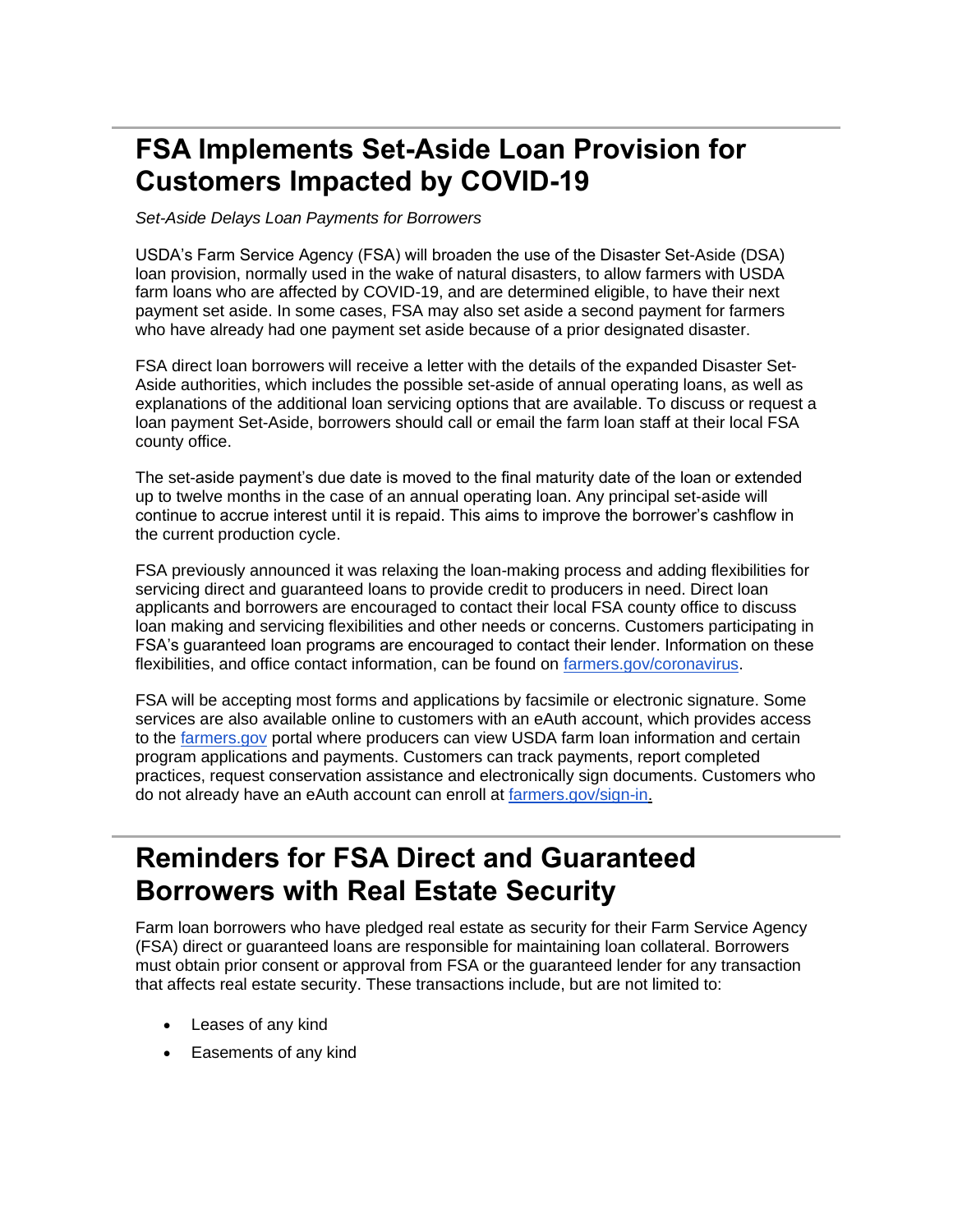# FSA Implements Set-Aside Loan Provision for Customers Impacted by COVID-19

*Set-Aside Delays Loan Payments for Borrowers*

USDA's Farm Service Agency (FSA) will broaden the use of the Disaster Set-Aside (DSA) loan provision, normally used in the wake of natural disasters, to allow farmers with USDA farm loans who are affected by COVID-19, and are determined eligible, to have their next payment set aside. In some cases, FSA may also set aside a second payment for farmers who have already had one payment set aside because of a prior designated disaster.

FSA direct loan borrowers will receive a letter with the details of the expanded Disaster Set-Aside authorities, which includes the possible set-aside of annual operating loans, as well as explanations of the additional loan servicing options that are available. To discuss or request a loan payment Set-Aside, borrowers should call or email the farm loan staff at their local FSA county office.

The set-aside payment's due date is moved to the final maturity date of the loan or extended up to twelve months in the case of an annual operating loan. Any principal set-aside will continue to accrue interest until it is repaid. This aims to improve the borrower's cashflow in the current production cycle.

FSA previously announced it was relaxing the loan-making process and adding flexibilities for servicing direct and guaranteed loans to provide credit to producers in need. Direct loan applicants and borrowers are encouraged to contact their local FSA county office to discuss loan making and servicing flexibilities and other needs or concerns. Customers participating in FSA's guaranteed loan programs are encouraged to contact their lender. Information on these flexibilities, and office contact information, can be found on [farmers.gov/coronavirus](farmers.gov/coronavirus).

FSA will be accepting most forms and applications by facsimile or electronic signature. Some services are also available online to customers with an eAuth account, which provides access to the [farmers.gov](farmers.gov) portal where producers can view USDA farm loan information and certain program applications and payments. Customers can track payments, report completed practices, request conservation assistance and electronically sign documents. Customers who do not already have an eAuth account can enroll at [farmers.gov/sign-in](farmers.gov/sign-in).

# Reminders for FSA Direct and Guaranteed Borrowers with Real Estate Security

Farm loan borrowers who have pledged real estate as security for their Farm Service Agency (FSA) direct or guaranteed loans are responsible for maintaining loan collateral. Borrowers must obtain prior consent or approval from FSA or the guaranteed lender for any transaction that affects real estate security. These transactions include, but are not limited to:

- Leases of any kind
- Easements of any kind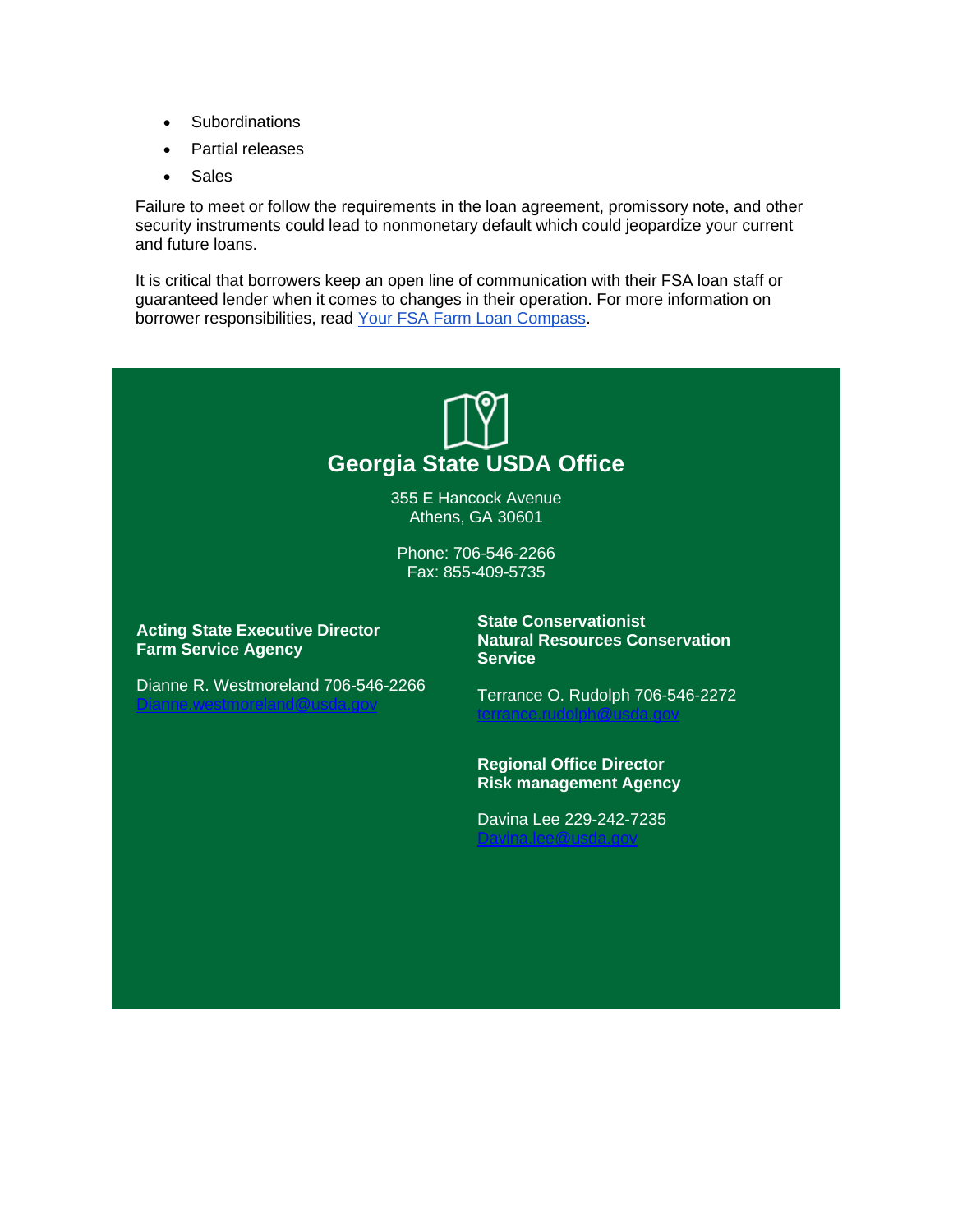- Subordinations
- Partial releases
- Sales

Failure to meet or follow the requirements in the loan agreement, promissory note, and other security instruments could lead to nonmonetary default which could jeopardize your current and future loans.

It is critical that borrowers keep an open line of communication with their FSA loan staff or guaranteed lender when it comes to changes in their operation. For more information on borrower responsibilities, read [Your FSA Farm Loan Compass](#).

## Georgia State USDA Office

355 E Hancock Avenue
Athens, GA 30601

Phone: 706-546-2266
Fax: 855-409-5735

**Acting State Executive Director**
**Farm Service Agency**

Dianne R. Westmoreland 706-546-2266
Dianne.westmoreland@usda.gov

**State Conservationist**
**Natural Resources Conservation Service**

Terrance O. Rudolph 706-546-2272
terrance.rudolph@usda.gov

**Regional Office Director**
**Risk management Agency**

Davina Lee 229-242-7235
Davina.lee@usda.gov